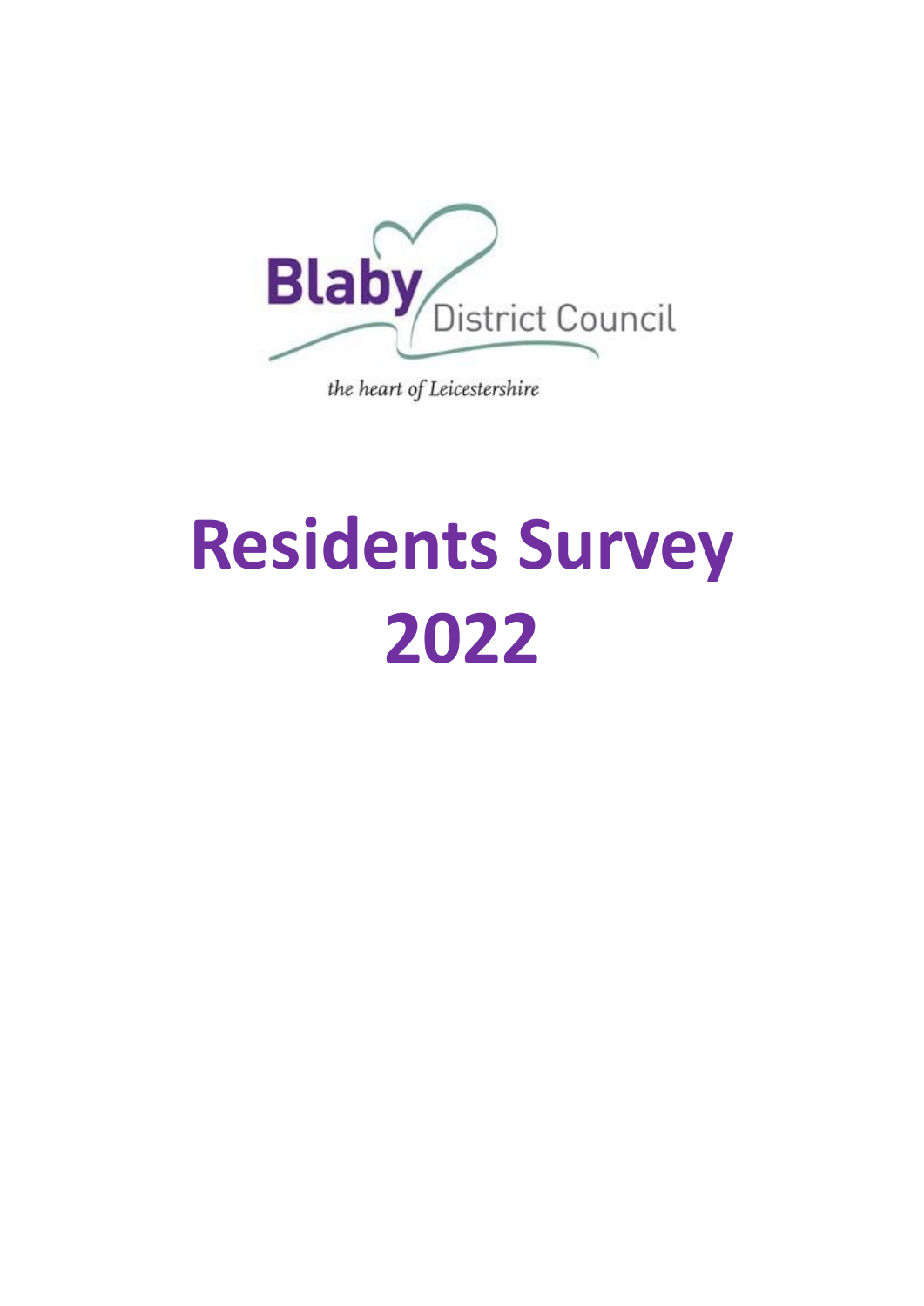Blaby District Council

*the heart of Leicestershire*

# Residents Survey 2022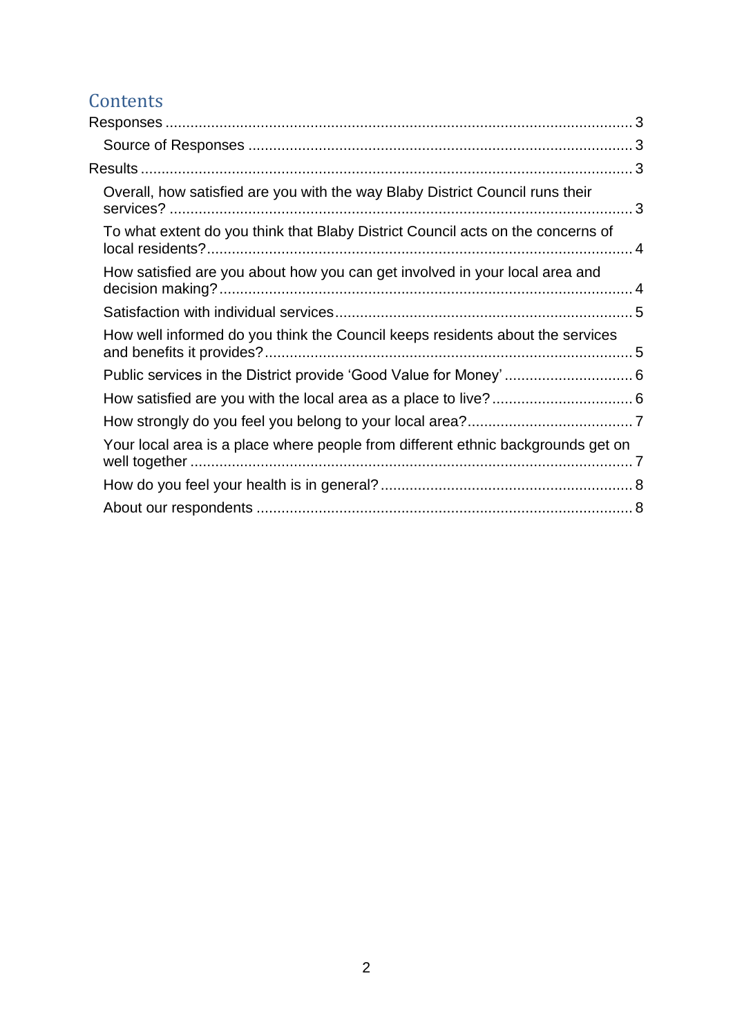# Contents

- Responses ........................................................................................................ 3
  - Source of Responses ................................................................................... 3
- Results ............................................................................................................. 3
  - Overall, how satisfied are you with the way Blaby District Council runs their services? ........................................................................................................ 3
  - To what extent do you think that Blaby District Council acts on the concerns of local residents? ................................................................................................ 4
  - How satisfied are you about how you can get involved in your local area and decision making? ............................................................................................ 4
  - Satisfaction with individual services ............................................................ 5
  - How well informed do you think the Council keeps residents about the services and benefits it provides? ............................................................................ 5
  - Public services in the District provide 'Good Value for Money' ..................... 6
  - How satisfied are you with the local area as a place to live? ........................ 6
  - How strongly do you feel you belong to your local area? .............................. 7
  - Your local area is a place where people from different ethnic backgrounds get on well together ................................................................................................ 7
  - How do you feel your health is in general? .................................................. 8
  - About our respondents ................................................................................. 8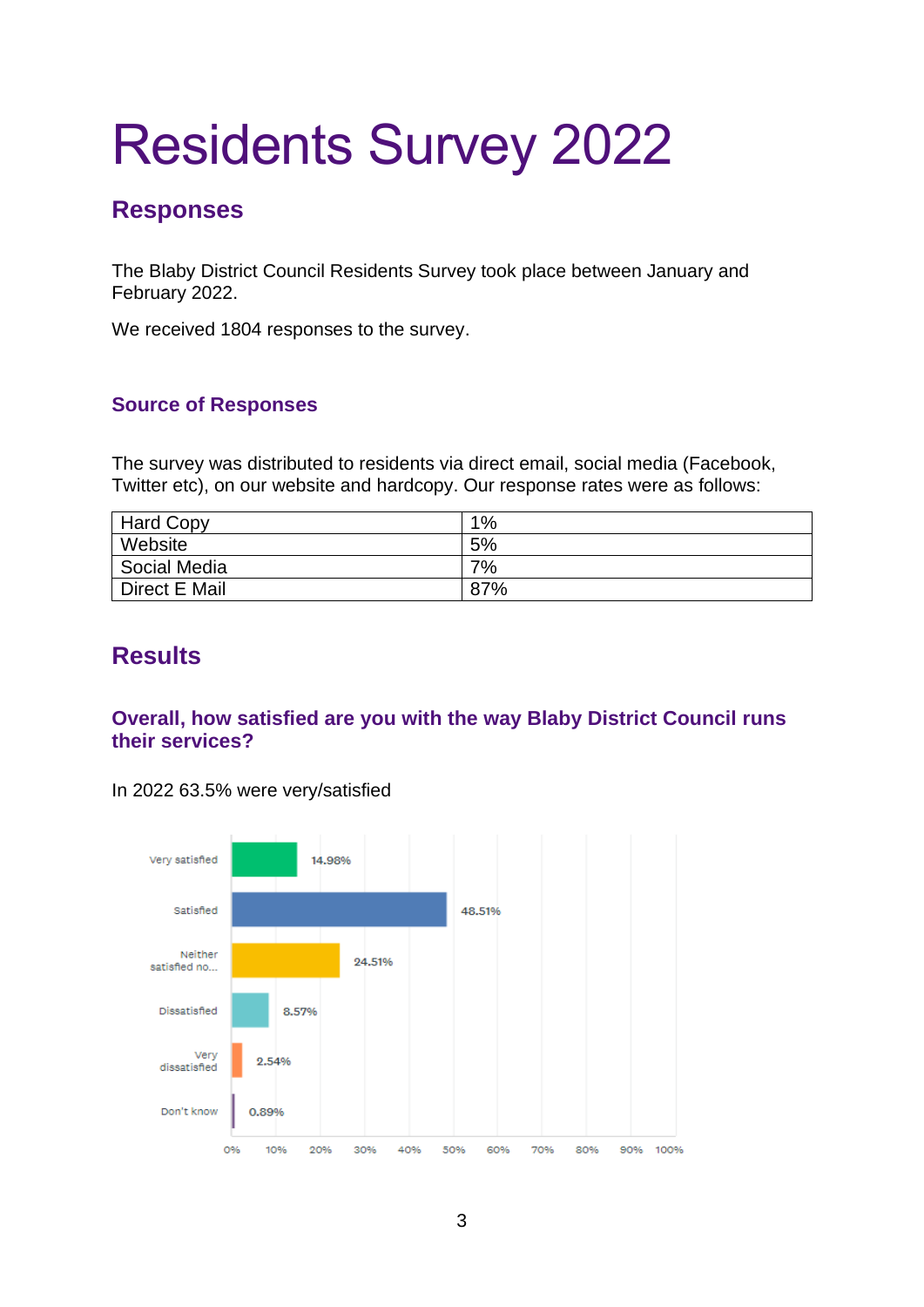# Residents Survey 2022

## Responses

The Blaby District Council Residents Survey took place between January and February 2022.

We received 1804 responses to the survey.

### Source of Responses

The survey was distributed to residents via direct email, social media (Facebook, Twitter etc), on our website and hardcopy. Our response rates were as follows:

| Hard Copy | 1% |
|---|---|
| Website | 5% |
| Social Media | 7% |
| Direct E Mail | 87% |

## Results

### Overall, how satisfied are you with the way Blaby District Council runs their services?

In 2022 63.5% were very/satisfied

| Response | Percentage |
|---|---|
| Very satisfied | 14.98% |
| Satisfied | 48.51% |
| Neither satisfied no... | 24.51% |
| Dissatisfied | 8.57% |
| Very dissatisfied | 2.54% |
| Don't know | 0.89% |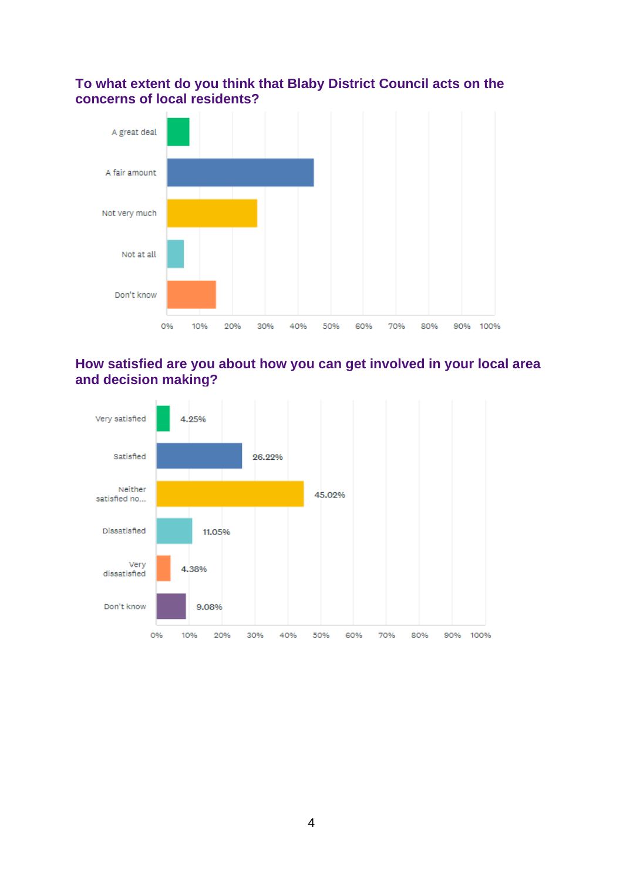## To what extent do you think that Blaby District Council acts on the concerns of local residents?

| Response |
| --- |
| A great deal |
| A fair amount |
| Not very much |
| Not at all |
| Don't know |

## How satisfied are you about how you can get involved in your local area and decision making?

| Response | Percentage |
| --- | --- |
| Very satisfied | 4.25% |
| Satisfied | 26.22% |
| Neither satisfied no... | 45.02% |
| Dissatisfied | 11.05% |
| Very dissatisfied | 4.38% |
| Don't know | 9.08% |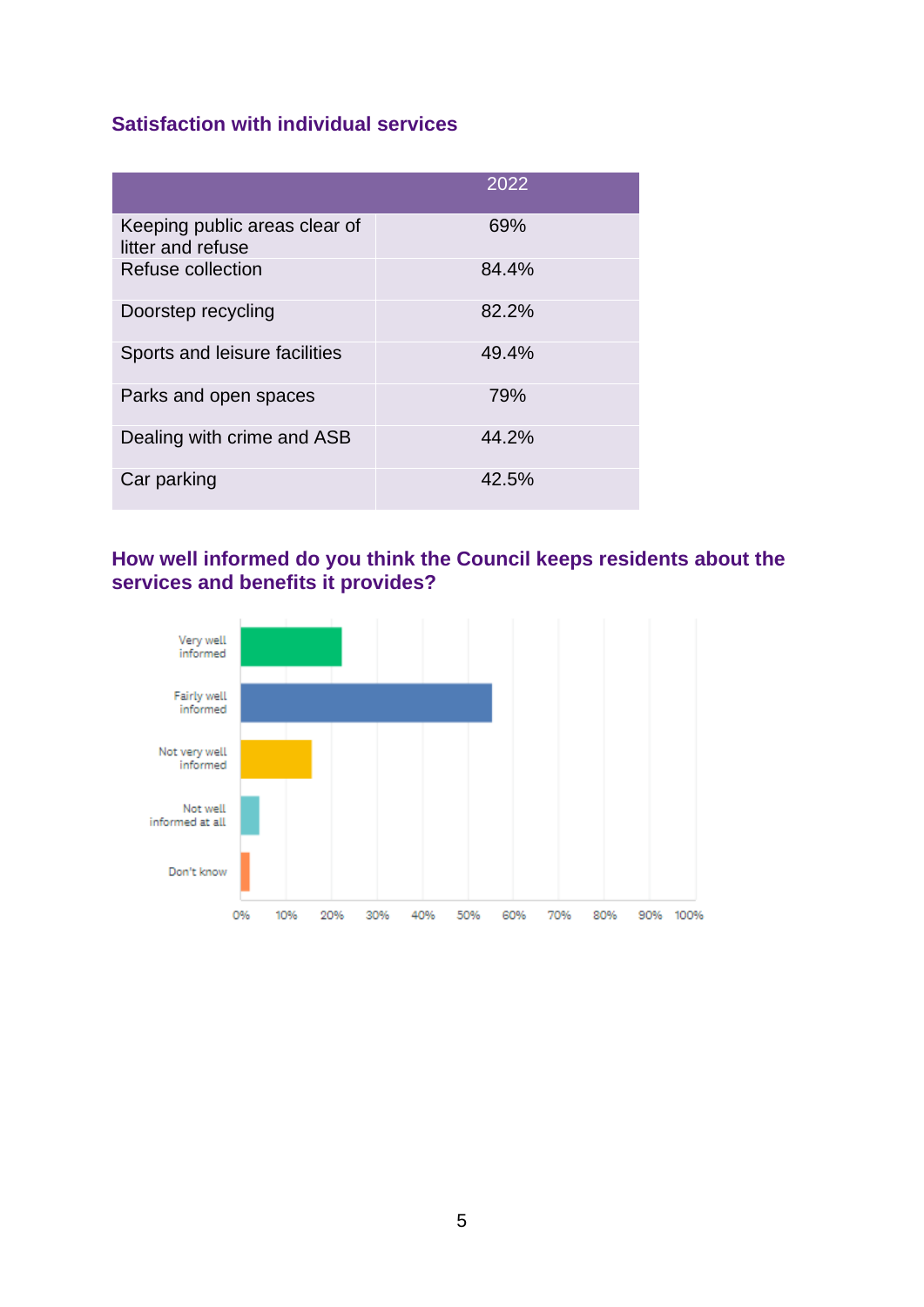### Satisfaction with individual services

| | 2022 |
|---|---|
| Keeping public areas clear of litter and refuse | 69% |
| Refuse collection | 84.4% |
| Doorstep recycling | 82.2% |
| Sports and leisure facilities | 49.4% |
| Parks and open spaces | 79% |
| Dealing with crime and ASB | 44.2% |
| Car parking | 42.5% |

### How well informed do you think the Council keeps residents about the services and benefits it provides?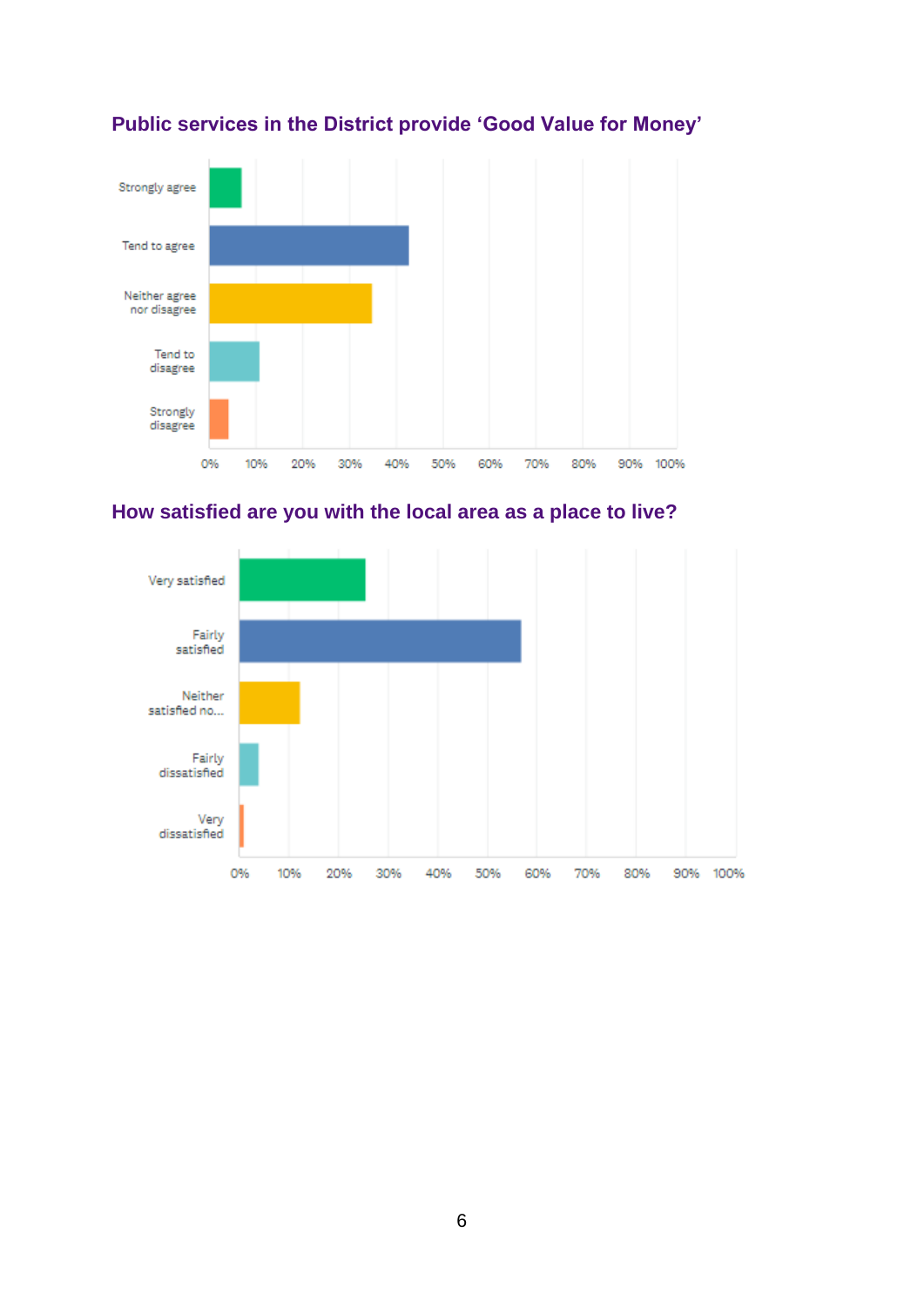### Public services in the District provide 'Good Value for Money'

Strongly agree

Tend to agree

Neither agree nor disagree

Tend to disagree

Strongly disagree

0% 10% 20% 30% 40% 50% 60% 70% 80% 90% 100%

### How satisfied are you with the local area as a place to live?

Very satisfied

Fairly satisfied

Neither satisfied no...

Fairly dissatisfied

Very dissatisfied

0% 10% 20% 30% 40% 50% 60% 70% 80% 90% 100%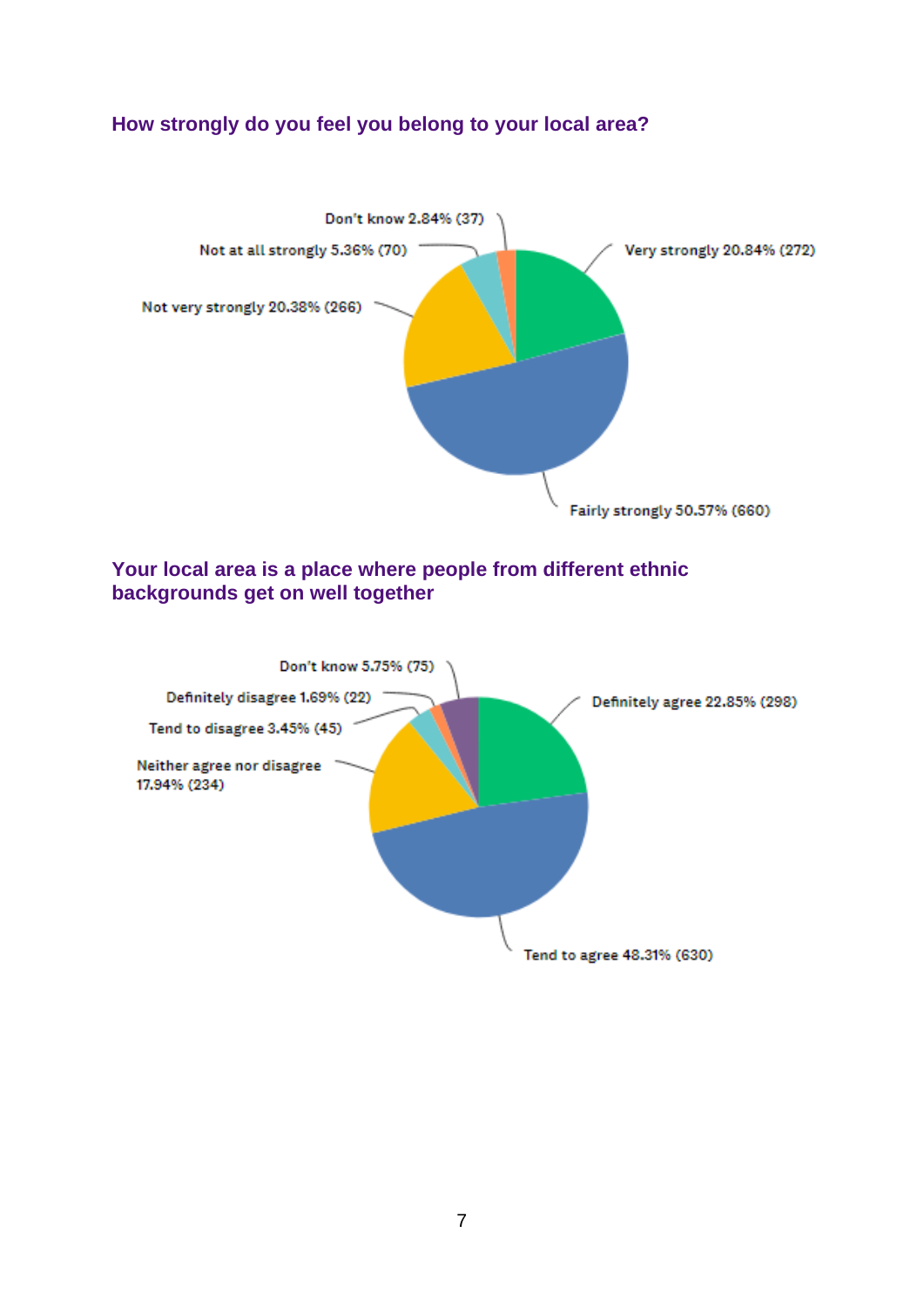### How strongly do you feel you belong to your local area?

Don't know 2.84% (37)

Not at all strongly 5.36% (70)

Very strongly 20.84% (272)

Not very strongly 20.38% (266)

Fairly strongly 50.57% (660)

### Your local area is a place where people from different ethnic backgrounds get on well together

Don't know 5.75% (75)

Definitely disagree 1.69% (22)

Definitely agree 22.85% (298)

Tend to disagree 3.45% (45)

Neither agree nor disagree 17.94% (234)

Tend to agree 48.31% (630)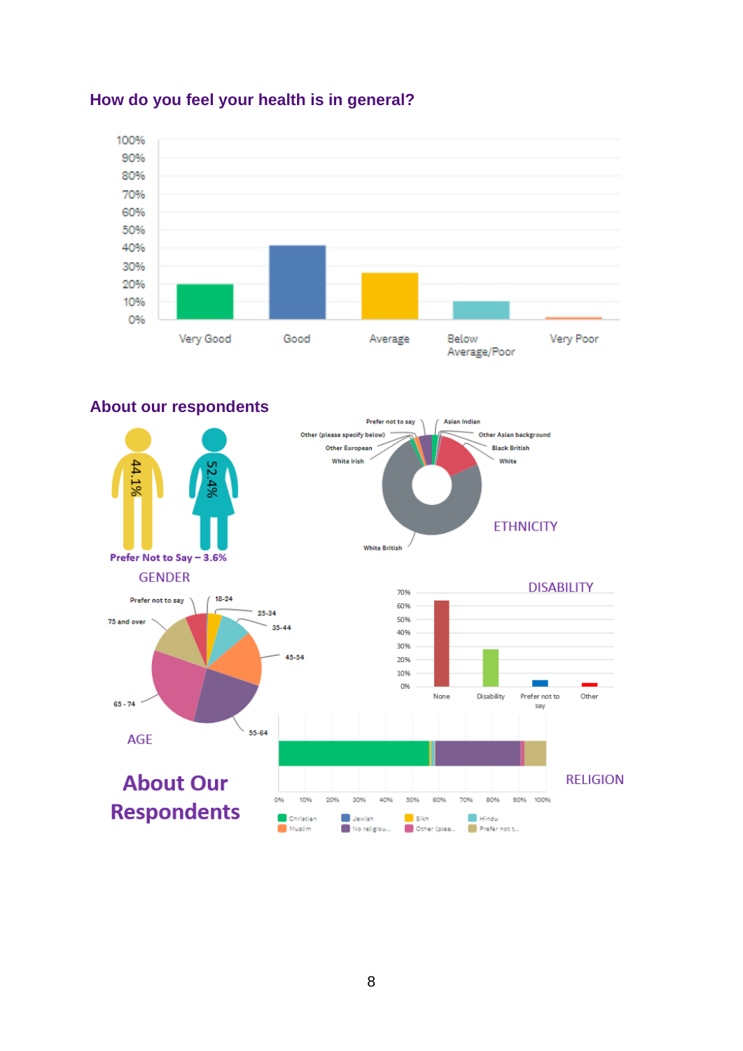## How do you feel your health is in general?

100%
90%
80%
70%
60%
50%
40%
30%
20%
10%
0%

Very Good
Good
Average
Below Average/Poor
Very Poor

## About our respondents

44.1%
52.4%
Prefer Not to Say – 3.6%
GENDER

Prefer not to say
Asian Indian
Other (please specify below)
Other Asian background
Other European
Black British
White Irish
White
White British
ETHNICITY

Prefer not to say
18-24
25-34
75 and over
35-44
45-54
65 - 74
55-64
AGE

DISABILITY
70%
60%
50%
40%
30%
20%
10%
0%
None
Disability
Prefer not to say
Other

RELIGION
0% 10% 20% 30% 40% 50% 60% 70% 80% 90% 100%
Christian
Jewish
Sikh
Hindu
Muslim
No religiou...
Other (plea...
Prefer not t...

**About Our Respondents**